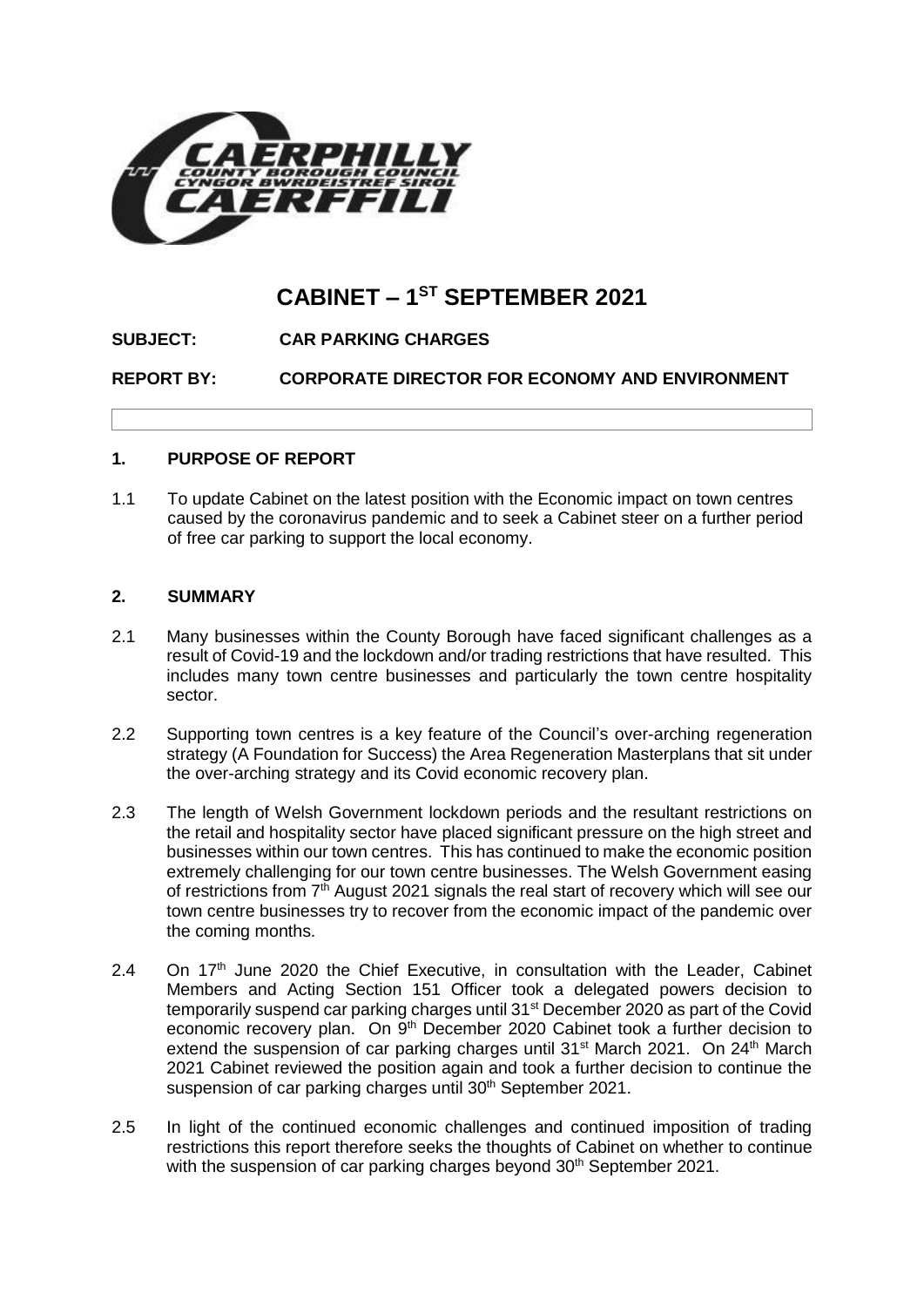# CABINET – 1ST SEPTEMBER 2021

**SUBJECT: CAR PARKING CHARGES**

**REPORT BY: CORPORATE DIRECTOR FOR ECONOMY AND ENVIRONMENT**

## 1. PURPOSE OF REPORT

1.1 To update Cabinet on the latest position with the Economic impact on town centres caused by the coronavirus pandemic and to seek a Cabinet steer on a further period of free car parking to support the local economy.

## 2. SUMMARY

2.1 Many businesses within the County Borough have faced significant challenges as a result of Covid-19 and the lockdown and/or trading restrictions that have resulted. This includes many town centre businesses and particularly the town centre hospitality sector.

2.2 Supporting town centres is a key feature of the Council's over-arching regeneration strategy (A Foundation for Success) the Area Regeneration Masterplans that sit under the over-arching strategy and its Covid economic recovery plan.

2.3 The length of Welsh Government lockdown periods and the resultant restrictions on the retail and hospitality sector have placed significant pressure on the high street and businesses within our town centres. This has continued to make the economic position extremely challenging for our town centre businesses. The Welsh Government easing of restrictions from 7th August 2021 signals the real start of recovery which will see our town centre businesses try to recover from the economic impact of the pandemic over the coming months.

2.4 On 17th June 2020 the Chief Executive, in consultation with the Leader, Cabinet Members and Acting Section 151 Officer took a delegated powers decision to temporarily suspend car parking charges until 31st December 2020 as part of the Covid economic recovery plan. On 9th December 2020 Cabinet took a further decision to extend the suspension of car parking charges until 31st March 2021. On 24th March 2021 Cabinet reviewed the position again and took a further decision to continue the suspension of car parking charges until 30th September 2021.

2.5 In light of the continued economic challenges and continued imposition of trading restrictions this report therefore seeks the thoughts of Cabinet on whether to continue with the suspension of car parking charges beyond 30th September 2021.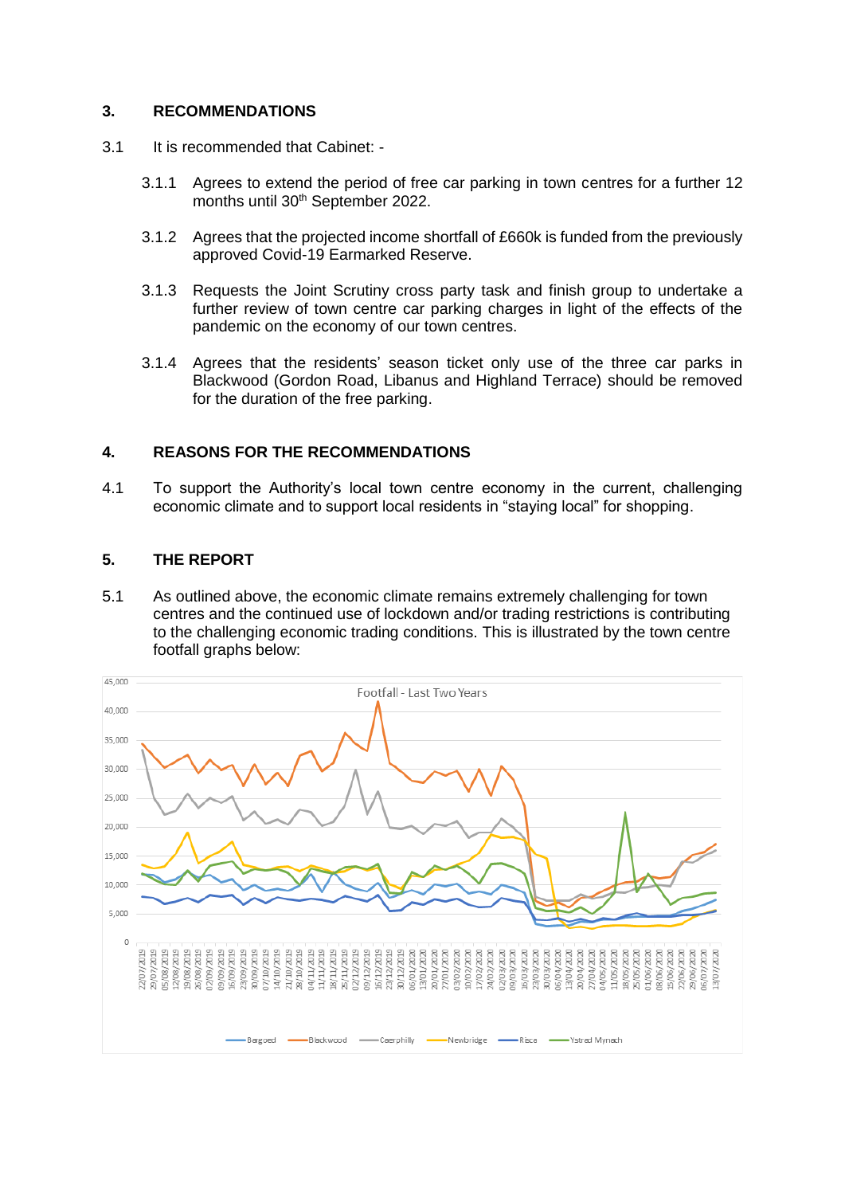## 3. RECOMMENDATIONS

3.1 It is recommended that Cabinet: -

3.1.1 Agrees to extend the period of free car parking in town centres for a further 12 months until 30th September 2022.

3.1.2 Agrees that the projected income shortfall of £660k is funded from the previously approved Covid-19 Earmarked Reserve.

3.1.3 Requests the Joint Scrutiny cross party task and finish group to undertake a further review of town centre car parking charges in light of the effects of the pandemic on the economy of our town centres.

3.1.4 Agrees that the residents' season ticket only use of the three car parks in Blackwood (Gordon Road, Libanus and Highland Terrace) should be removed for the duration of the free parking.

## 4. REASONS FOR THE RECOMMENDATIONS

4.1 To support the Authority's local town centre economy in the current, challenging economic climate and to support local residents in "staying local" for shopping.

## 5. THE REPORT

5.1 As outlined above, the economic climate remains extremely challenging for town centres and the continued use of lockdown and/or trading restrictions is contributing to the challenging economic trading conditions. This is illustrated by the town centre footfall graphs below:

Footfall - Last Two Years

Bargoed, Blackwood, Caerphilly, Newbridge, Risca, Ystrad Mynach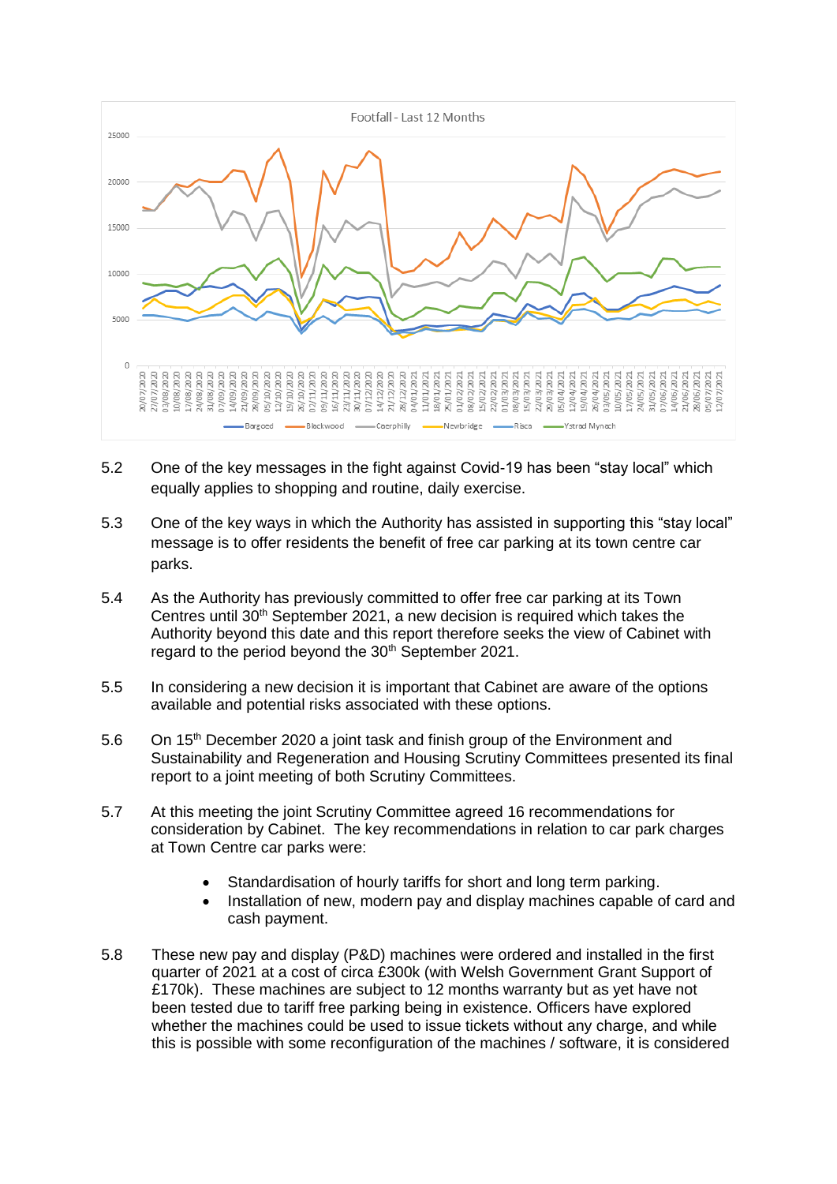5.2 One of the key messages in the fight against Covid-19 has been “stay local” which equally applies to shopping and routine, daily exercise.

5.3 One of the key ways in which the Authority has assisted in supporting this “stay local” message is to offer residents the benefit of free car parking at its town centre car parks.

5.4 As the Authority has previously committed to offer free car parking at its Town Centres until 30th September 2021, a new decision is required which takes the Authority beyond this date and this report therefore seeks the view of Cabinet with regard to the period beyond the 30th September 2021.

5.5 In considering a new decision it is important that Cabinet are aware of the options available and potential risks associated with these options.

5.6 On 15th December 2020 a joint task and finish group of the Environment and Sustainability and Regeneration and Housing Scrutiny Committees presented its final report to a joint meeting of both Scrutiny Committees.

5.7 At this meeting the joint Scrutiny Committee agreed 16 recommendations for consideration by Cabinet. The key recommendations in relation to car park charges at Town Centre car parks were:

- Standardisation of hourly tariffs for short and long term parking.
- Installation of new, modern pay and display machines capable of card and cash payment.

5.8 These new pay and display (P&D) machines were ordered and installed in the first quarter of 2021 at a cost of circa £300k (with Welsh Government Grant Support of £170k). These machines are subject to 12 months warranty but as yet have not been tested due to tariff free parking being in existence. Officers have explored whether the machines could be used to issue tickets without any charge, and while this is possible with some reconfiguration of the machines / software, it is considered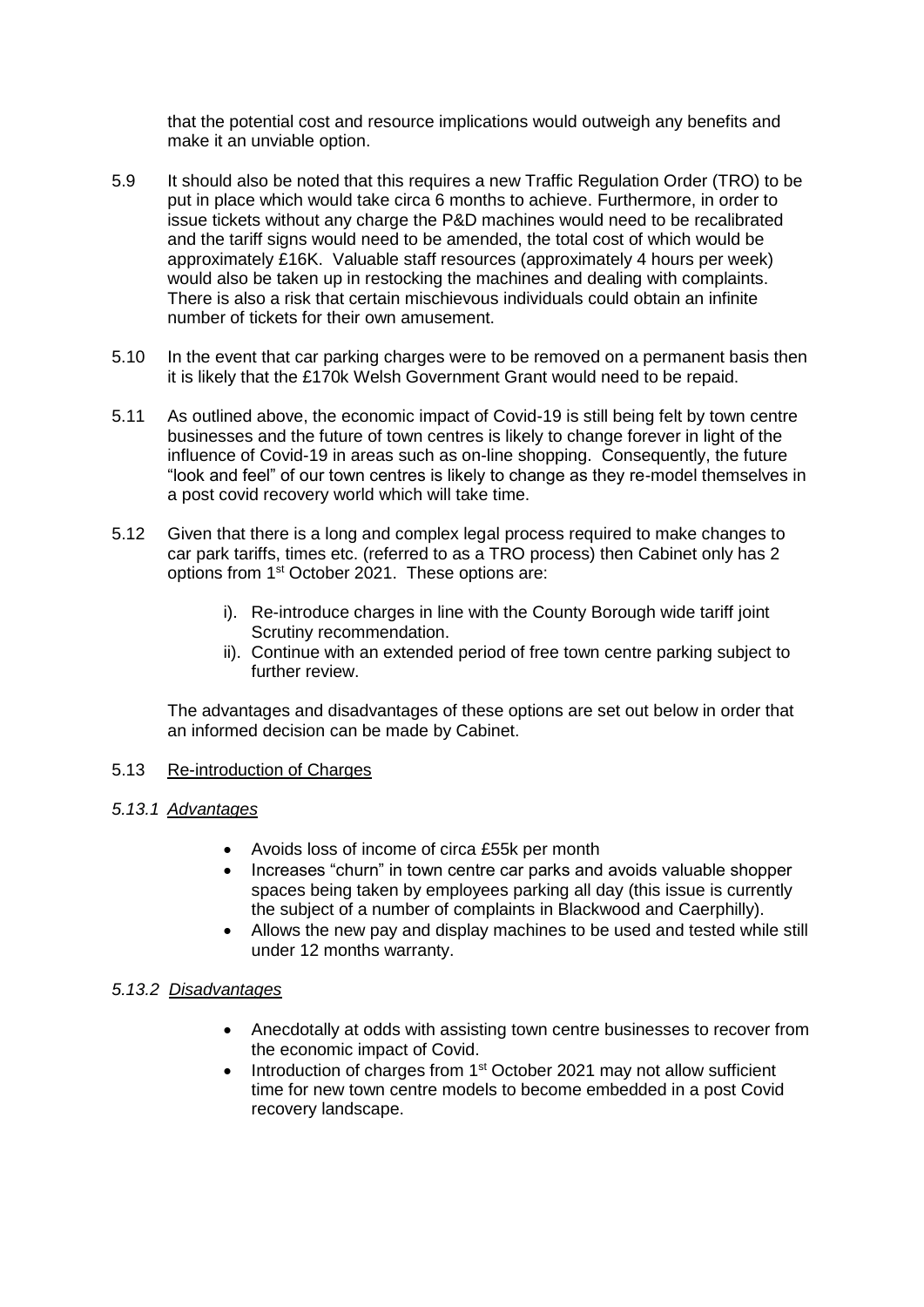that the potential cost and resource implications would outweigh any benefits and make it an unviable option.

5.9 It should also be noted that this requires a new Traffic Regulation Order (TRO) to be put in place which would take circa 6 months to achieve. Furthermore, in order to issue tickets without any charge the P&D machines would need to be recalibrated and the tariff signs would need to be amended, the total cost of which would be approximately £16K. Valuable staff resources (approximately 4 hours per week) would also be taken up in restocking the machines and dealing with complaints. There is also a risk that certain mischievous individuals could obtain an infinite number of tickets for their own amusement.

5.10 In the event that car parking charges were to be removed on a permanent basis then it is likely that the £170k Welsh Government Grant would need to be repaid.

5.11 As outlined above, the economic impact of Covid-19 is still being felt by town centre businesses and the future of town centres is likely to change forever in light of the influence of Covid-19 in areas such as on-line shopping. Consequently, the future "look and feel" of our town centres is likely to change as they re-model themselves in a post covid recovery world which will take time.

5.12 Given that there is a long and complex legal process required to make changes to car park tariffs, times etc. (referred to as a TRO process) then Cabinet only has 2 options from 1st October 2021. These options are:

- i). Re-introduce charges in line with the County Borough wide tariff joint Scrutiny recommendation.
- ii). Continue with an extended period of free town centre parking subject to further review.

The advantages and disadvantages of these options are set out below in order that an informed decision can be made by Cabinet.

5.13 <u>Re-introduction of Charges</u>

*5.13.1 Advantages*

- Avoids loss of income of circa £55k per month
- Increases "churn" in town centre car parks and avoids valuable shopper spaces being taken by employees parking all day (this issue is currently the subject of a number of complaints in Blackwood and Caerphilly).
- Allows the new pay and display machines to be used and tested while still under 12 months warranty.

*5.13.2 Disadvantages*

- Anecdotally at odds with assisting town centre businesses to recover from the economic impact of Covid.
- Introduction of charges from 1st October 2021 may not allow sufficient time for new town centre models to become embedded in a post Covid recovery landscape.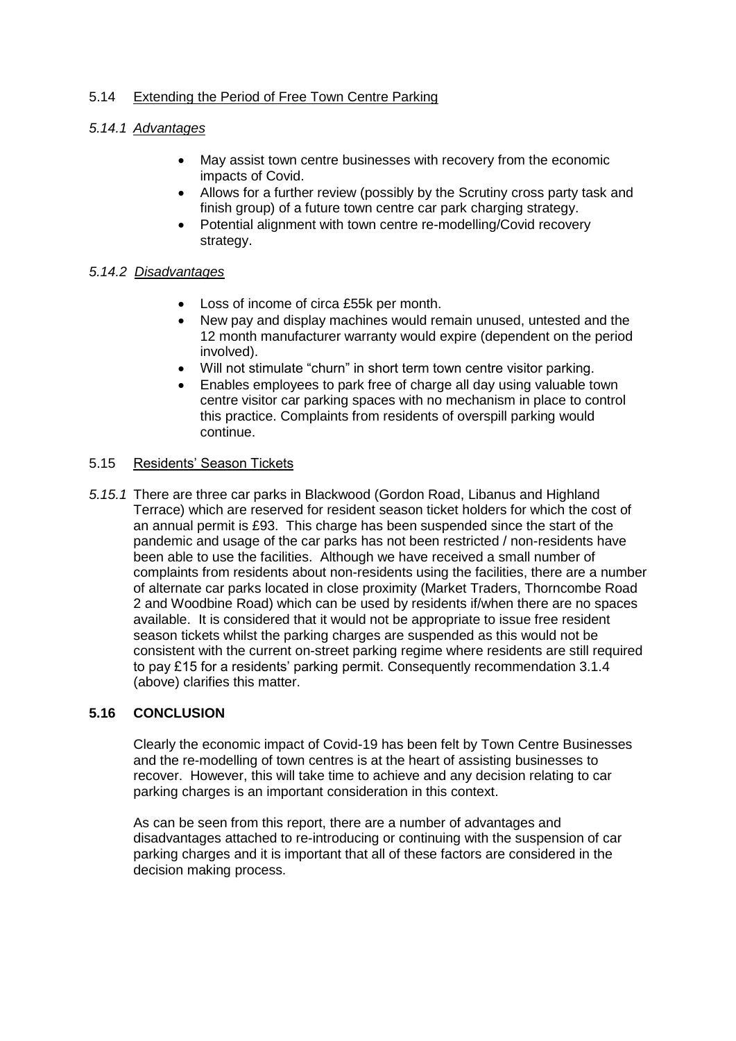5.14 Extending the Period of Free Town Centre Parking

*5.14.1 Advantages*

- May assist town centre businesses with recovery from the economic impacts of Covid.
- Allows for a further review (possibly by the Scrutiny cross party task and finish group) of a future town centre car park charging strategy.
- Potential alignment with town centre re-modelling/Covid recovery strategy.

*5.14.2 Disadvantages*

- Loss of income of circa £55k per month.
- New pay and display machines would remain unused, untested and the 12 month manufacturer warranty would expire (dependent on the period involved).
- Will not stimulate "churn" in short term town centre visitor parking.
- Enables employees to park free of charge all day using valuable town centre visitor car parking spaces with no mechanism in place to control this practice. Complaints from residents of overspill parking would continue.

5.15 Residents' Season Tickets

*5.15.1* There are three car parks in Blackwood (Gordon Road, Libanus and Highland Terrace) which are reserved for resident season ticket holders for which the cost of an annual permit is £93. This charge has been suspended since the start of the pandemic and usage of the car parks has not been restricted / non-residents have been able to use the facilities. Although we have received a small number of complaints from residents about non-residents using the facilities, there are a number of alternate car parks located in close proximity (Market Traders, Thorncombe Road 2 and Woodbine Road) which can be used by residents if/when there are no spaces available. It is considered that it would not be appropriate to issue free resident season tickets whilst the parking charges are suspended as this would not be consistent with the current on-street parking regime where residents are still required to pay £15 for a residents' parking permit. Consequently recommendation 3.1.4 (above) clarifies this matter.

**5.16 CONCLUSION**

Clearly the economic impact of Covid-19 has been felt by Town Centre Businesses and the re-modelling of town centres is at the heart of assisting businesses to recover. However, this will take time to achieve and any decision relating to car parking charges is an important consideration in this context.

As can be seen from this report, there are a number of advantages and disadvantages attached to re-introducing or continuing with the suspension of car parking charges and it is important that all of these factors are considered in the decision making process.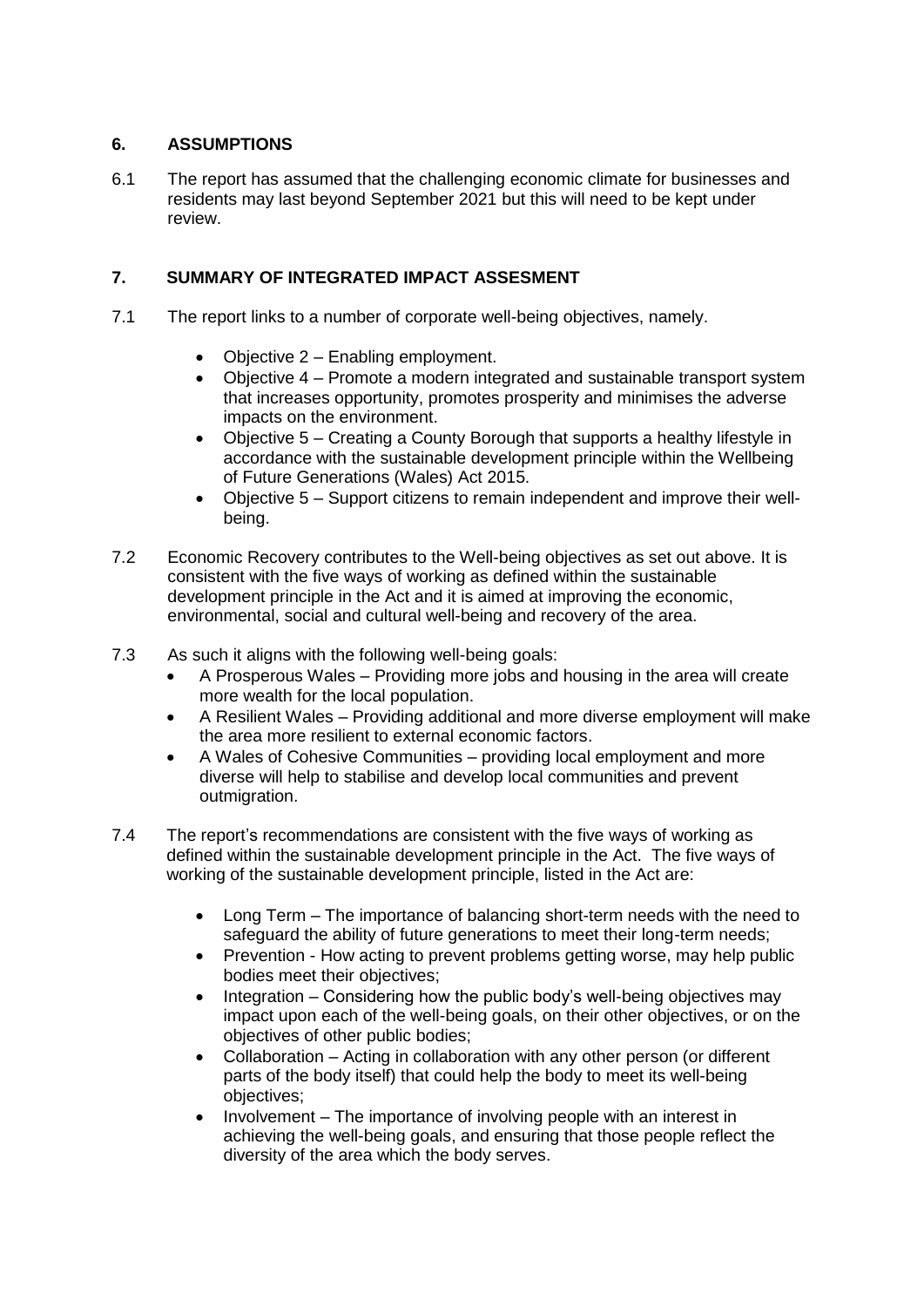## 6. ASSUMPTIONS

6.1 The report has assumed that the challenging economic climate for businesses and residents may last beyond September 2021 but this will need to be kept under review.

## 7. SUMMARY OF INTEGRATED IMPACT ASSESMENT

7.1 The report links to a number of corporate well-being objectives, namely.

- Objective 2 – Enabling employment.
- Objective 4 – Promote a modern integrated and sustainable transport system that increases opportunity, promotes prosperity and minimises the adverse impacts on the environment.
- Objective 5 – Creating a County Borough that supports a healthy lifestyle in accordance with the sustainable development principle within the Wellbeing of Future Generations (Wales) Act 2015.
- Objective 5 – Support citizens to remain independent and improve their well-being.

7.2 Economic Recovery contributes to the Well-being objectives as set out above. It is consistent with the five ways of working as defined within the sustainable development principle in the Act and it is aimed at improving the economic, environmental, social and cultural well-being and recovery of the area.

7.3 As such it aligns with the following well-being goals:

- A Prosperous Wales – Providing more jobs and housing in the area will create more wealth for the local population.
- A Resilient Wales – Providing additional and more diverse employment will make the area more resilient to external economic factors.
- A Wales of Cohesive Communities – providing local employment and more diverse will help to stabilise and develop local communities and prevent outmigration.

7.4 The report's recommendations are consistent with the five ways of working as defined within the sustainable development principle in the Act. The five ways of working of the sustainable development principle, listed in the Act are:

- Long Term – The importance of balancing short-term needs with the need to safeguard the ability of future generations to meet their long-term needs;
- Prevention - How acting to prevent problems getting worse, may help public bodies meet their objectives;
- Integration – Considering how the public body's well-being objectives may impact upon each of the well-being goals, on their other objectives, or on the objectives of other public bodies;
- Collaboration – Acting in collaboration with any other person (or different parts of the body itself) that could help the body to meet its well-being objectives;
- Involvement – The importance of involving people with an interest in achieving the well-being goals, and ensuring that those people reflect the diversity of the area which the body serves.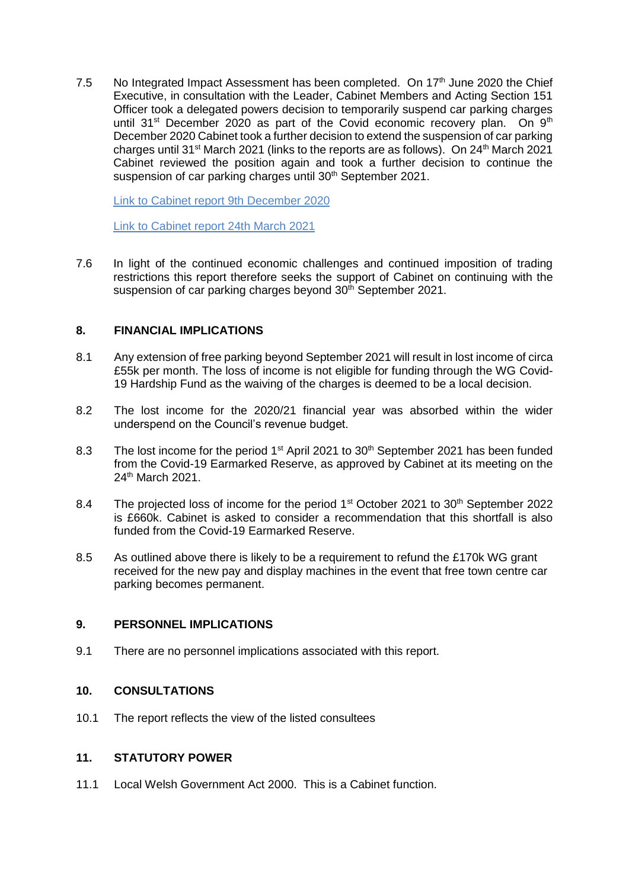7.5 No Integrated Impact Assessment has been completed. On 17th June 2020 the Chief Executive, in consultation with the Leader, Cabinet Members and Acting Section 151 Officer took a delegated powers decision to temporarily suspend car parking charges until 31st December 2020 as part of the Covid economic recovery plan. On 9th December 2020 Cabinet took a further decision to extend the suspension of car parking charges until 31st March 2021 (links to the reports are as follows). On 24th March 2021 Cabinet reviewed the position again and took a further decision to continue the suspension of car parking charges until 30th September 2021.

Link to Cabinet report 9th December 2020

Link to Cabinet report 24th March 2021

7.6 In light of the continued economic challenges and continued imposition of trading restrictions this report therefore seeks the support of Cabinet on continuing with the suspension of car parking charges beyond 30th September 2021.

## 8. FINANCIAL IMPLICATIONS

8.1 Any extension of free parking beyond September 2021 will result in lost income of circa £55k per month. The loss of income is not eligible for funding through the WG Covid-19 Hardship Fund as the waiving of the charges is deemed to be a local decision.

8.2 The lost income for the 2020/21 financial year was absorbed within the wider underspend on the Council's revenue budget.

8.3 The lost income for the period 1st April 2021 to 30th September 2021 has been funded from the Covid-19 Earmarked Reserve, as approved by Cabinet at its meeting on the 24th March 2021.

8.4 The projected loss of income for the period 1st October 2021 to 30th September 2022 is £660k. Cabinet is asked to consider a recommendation that this shortfall is also funded from the Covid-19 Earmarked Reserve.

8.5 As outlined above there is likely to be a requirement to refund the £170k WG grant received for the new pay and display machines in the event that free town centre car parking becomes permanent.

## 9. PERSONNEL IMPLICATIONS

9.1 There are no personnel implications associated with this report.

## 10. CONSULTATIONS

10.1 The report reflects the view of the listed consultees

## 11. STATUTORY POWER

11.1 Local Welsh Government Act 2000. This is a Cabinet function.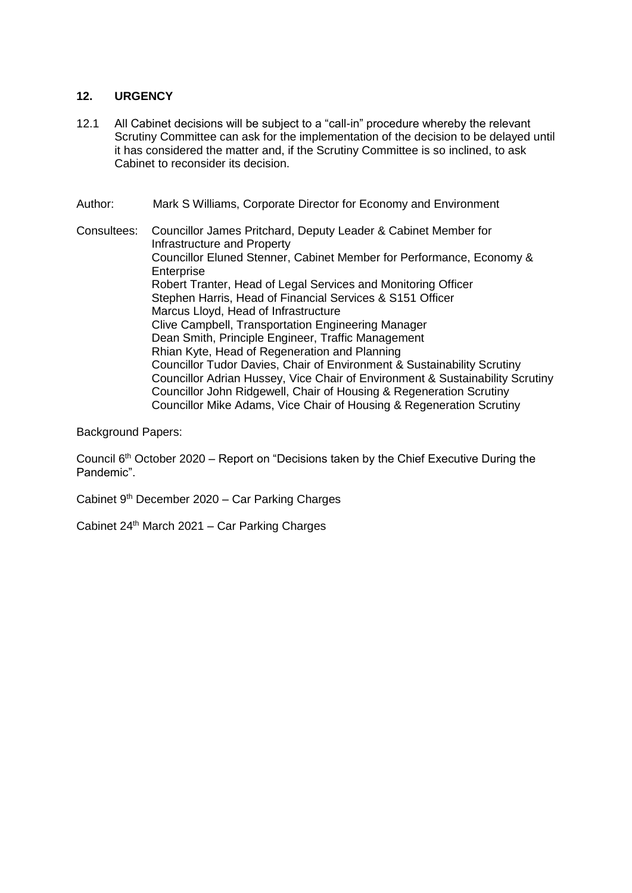## 12. URGENCY

12.1 All Cabinet decisions will be subject to a "call-in" procedure whereby the relevant Scrutiny Committee can ask for the implementation of the decision to be delayed until it has considered the matter and, if the Scrutiny Committee is so inclined, to ask Cabinet to reconsider its decision.

Author: Mark S Williams, Corporate Director for Economy and Environment

Consultees: Councillor James Pritchard, Deputy Leader & Cabinet Member for Infrastructure and Property
Councillor Eluned Stenner, Cabinet Member for Performance, Economy & Enterprise
Robert Tranter, Head of Legal Services and Monitoring Officer
Stephen Harris, Head of Financial Services & S151 Officer
Marcus Lloyd, Head of Infrastructure
Clive Campbell, Transportation Engineering Manager
Dean Smith, Principle Engineer, Traffic Management
Rhian Kyte, Head of Regeneration and Planning
Councillor Tudor Davies, Chair of Environment & Sustainability Scrutiny
Councillor Adrian Hussey, Vice Chair of Environment & Sustainability Scrutiny
Councillor John Ridgewell, Chair of Housing & Regeneration Scrutiny
Councillor Mike Adams, Vice Chair of Housing & Regeneration Scrutiny

Background Papers:

Council 6th October 2020 – Report on "Decisions taken by the Chief Executive During the Pandemic".

Cabinet 9th December 2020 – Car Parking Charges

Cabinet 24th March 2021 – Car Parking Charges